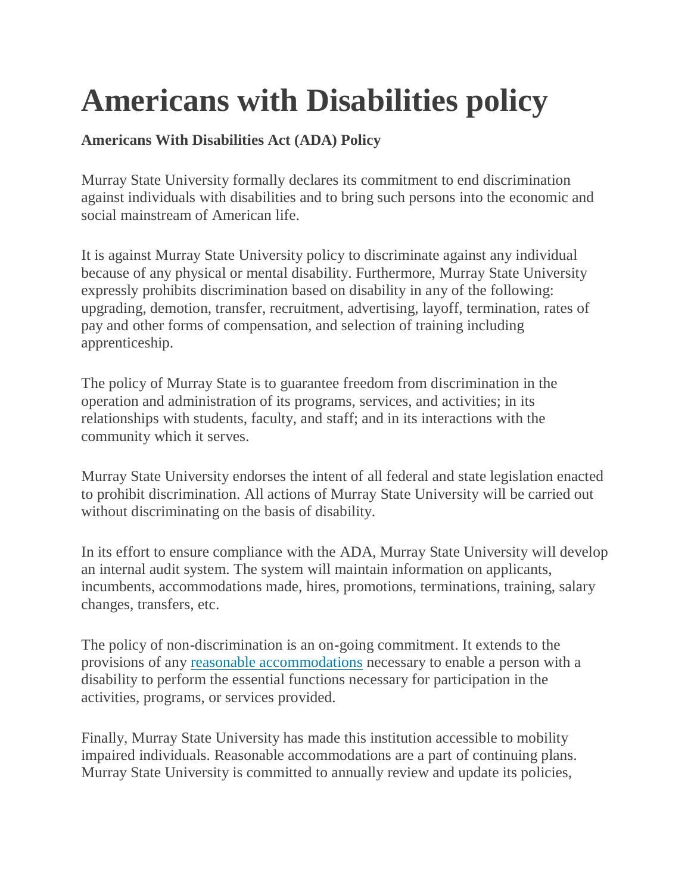# Americans with Disabilities policy

**Americans With Disabilities Act (ADA) Policy**

Murray State University formally declares its commitment to end discrimination against individuals with disabilities and to bring such persons into the economic and social mainstream of American life.

It is against Murray State University policy to discriminate against any individual because of any physical or mental disability. Furthermore, Murray State University expressly prohibits discrimination based on disability in any of the following: upgrading, demotion, transfer, recruitment, advertising, layoff, termination, rates of pay and other forms of compensation, and selection of training including apprenticeship.

The policy of Murray State is to guarantee freedom from discrimination in the operation and administration of its programs, services, and activities; in its relationships with students, faculty, and staff; and in its interactions with the community which it serves.

Murray State University endorses the intent of all federal and state legislation enacted to prohibit discrimination. All actions of Murray State University will be carried out without discriminating on the basis of disability.

In its effort to ensure compliance with the ADA, Murray State University will develop an internal audit system. The system will maintain information on applicants, incumbents, accommodations made, hires, promotions, terminations, training, salary changes, transfers, etc.

The policy of non-discrimination is an on-going commitment. It extends to the provisions of any reasonable accommodations necessary to enable a person with a disability to perform the essential functions necessary for participation in the activities, programs, or services provided.

Finally, Murray State University has made this institution accessible to mobility impaired individuals. Reasonable accommodations are a part of continuing plans. Murray State University is committed to annually review and update its policies,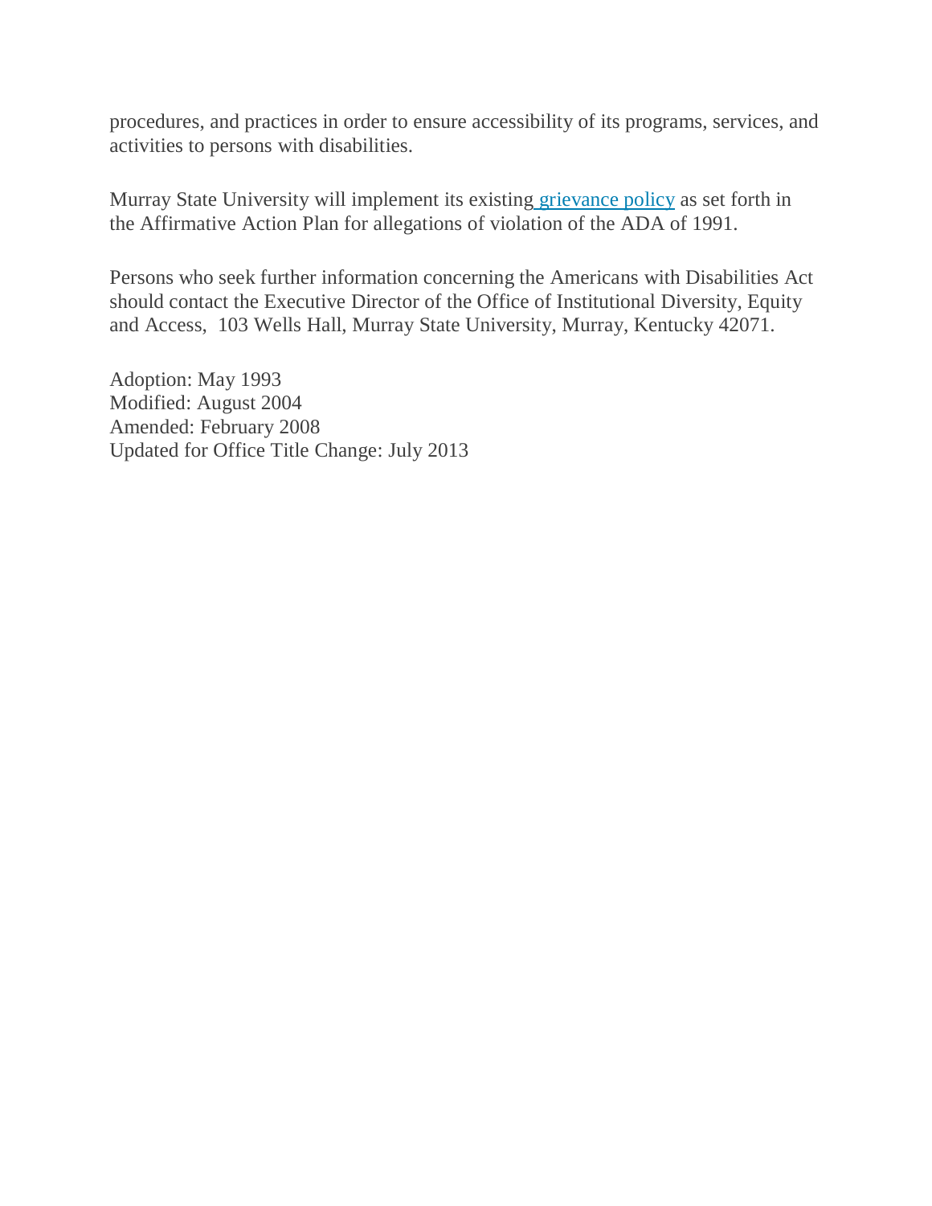procedures, and practices in order to ensure accessibility of its programs, services, and activities to persons with disabilities.

Murray State University will implement its existing grievance policy as set forth in the Affirmative Action Plan for allegations of violation of the ADA of 1991.

Persons who seek further information concerning the Americans with Disabilities Act should contact the Executive Director of the Office of Institutional Diversity, Equity and Access, 103 Wells Hall, Murray State University, Murray, Kentucky 42071.

Adoption: May 1993
Modified: August 2004
Amended: February 2008
Updated for Office Title Change: July 2013